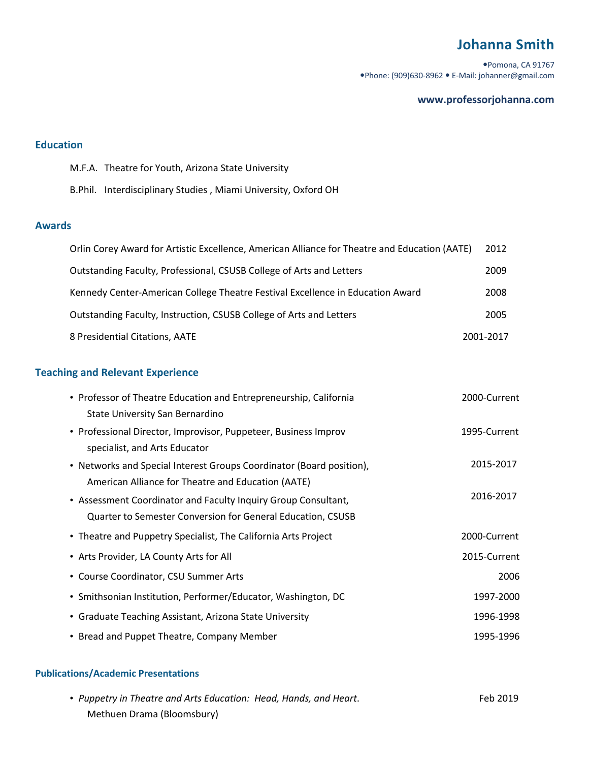# Johanna Smith

•Pomona, CA 91767
•Phone: (909)630-8962 • E-Mail: johanner@gmail.com

**www.professorjohanna.com**

## Education

M.F.A. Theatre for Youth, Arizona State University

B.Phil. Interdisciplinary Studies , Miami University, Oxford OH

## Awards

Orlin Corey Award for Artistic Excellence, American Alliance for Theatre and Education (AATE) 2012

Outstanding Faculty, Professional, CSUSB College of Arts and Letters 2009

Kennedy Center-American College Theatre Festival Excellence in Education Award 2008

Outstanding Faculty, Instruction, CSUSB College of Arts and Letters 2005

8 Presidential Citations, AATE 2001-2017

## Teaching and Relevant Experience

- Professor of Theatre Education and Entrepreneurship, California State University San Bernardino 2000-Current
- Professional Director, Improvisor, Puppeteer, Business Improv specialist, and Arts Educator 1995-Current
- Networks and Special Interest Groups Coordinator (Board position), American Alliance for Theatre and Education (AATE) 2015-2017
- Assessment Coordinator and Faculty Inquiry Group Consultant, Quarter to Semester Conversion for General Education, CSUSB 2016-2017
- Theatre and Puppetry Specialist, The California Arts Project 2000-Current
- Arts Provider, LA County Arts for All 2015-Current
- Course Coordinator, CSU Summer Arts 2006
- Smithsonian Institution, Performer/Educator, Washington, DC 1997-2000
- Graduate Teaching Assistant, Arizona State University 1996-1998
- Bread and Puppet Theatre, Company Member 1995-1996

## Publications/Academic Presentations

- *Puppetry in Theatre and Arts Education: Head, Hands, and Heart*. Methuen Drama (Bloomsbury) Feb 2019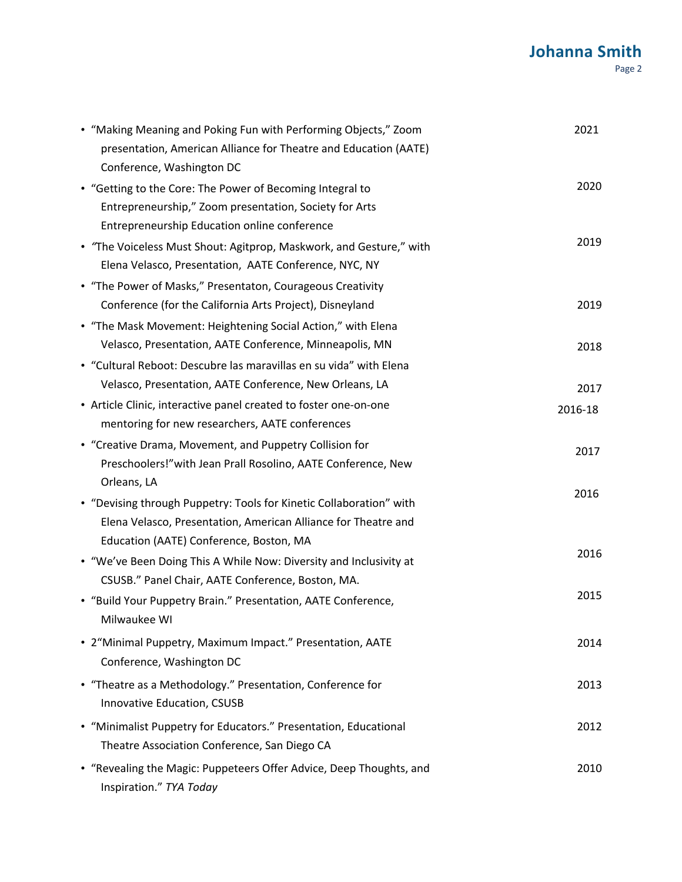- "Making Meaning and Poking Fun with Performing Objects," Zoom presentation, American Alliance for Theatre and Education (AATE) Conference, Washington DC — 2021
- "Getting to the Core: The Power of Becoming Integral to Entrepreneurship," Zoom presentation, Society for Arts Entrepreneurship Education online conference — 2020
- *"*The Voiceless Must Shout: Agitprop, Maskwork, and Gesture," with Elena Velasco, Presentation, AATE Conference, NYC, NY — 2019
- "The Power of Masks," Presentaton, Courageous Creativity Conference (for the California Arts Project), Disneyland — 2019
- "The Mask Movement: Heightening Social Action," with Elena Velasco, Presentation, AATE Conference, Minneapolis, MN — 2018
- "Cultural Reboot: Descubre las maravillas en su vida" with Elena Velasco, Presentation, AATE Conference, New Orleans, LA — 2017
- Article Clinic, interactive panel created to foster one-on-one mentoring for new researchers, AATE conferences — 2016-18
- "Creative Drama, Movement, and Puppetry Collision for Preschoolers!"with Jean Prall Rosolino, AATE Conference, New Orleans, LA — 2017
- "Devising through Puppetry: Tools for Kinetic Collaboration" with Elena Velasco, Presentation, American Alliance for Theatre and Education (AATE) Conference, Boston, MA — 2016
- "We've Been Doing This A While Now: Diversity and Inclusivity at CSUSB." Panel Chair, AATE Conference, Boston, MA. — 2016
- "Build Your Puppetry Brain." Presentation, AATE Conference, Milwaukee WI — 2015
- 2"Minimal Puppetry, Maximum Impact." Presentation, AATE Conference, Washington DC — 2014
- "Theatre as a Methodology." Presentation, Conference for Innovative Education, CSUSB — 2013
- "Minimalist Puppetry for Educators." Presentation, Educational Theatre Association Conference, San Diego CA — 2012
- "Revealing the Magic: Puppeteers Offer Advice, Deep Thoughts, and Inspiration." *TYA Today* — 2010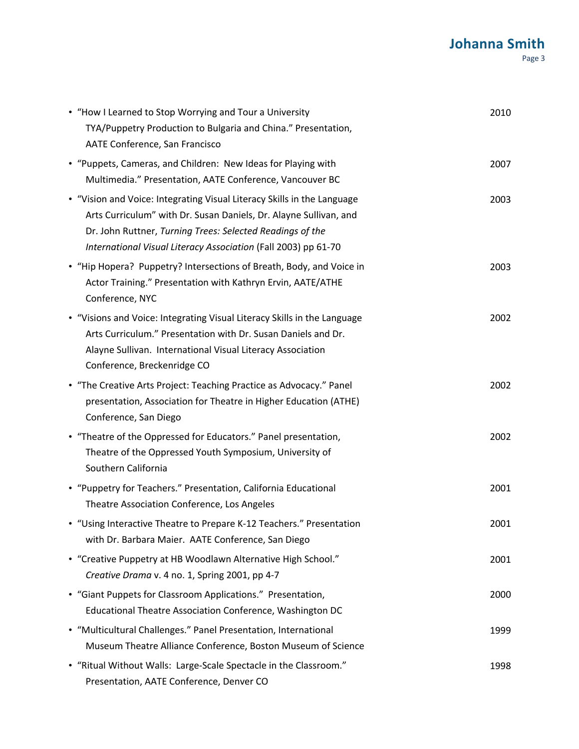- "How I Learned to Stop Worrying and Tour a University TYA/Puppetry Production to Bulgaria and China." Presentation, AATE Conference, San Francisco — 2010
- "Puppets, Cameras, and Children: New Ideas for Playing with Multimedia." Presentation, AATE Conference, Vancouver BC — 2007
- "Vision and Voice: Integrating Visual Literacy Skills in the Language Arts Curriculum" with Dr. Susan Daniels, Dr. Alayne Sullivan, and Dr. John Ruttner, *Turning Trees: Selected Readings of the International Visual Literacy Association* (Fall 2003) pp 61-70 — 2003
- "Hip Hopera? Puppetry? Intersections of Breath, Body, and Voice in Actor Training." Presentation with Kathryn Ervin, AATE/ATHE Conference, NYC — 2003
- "Visions and Voice: Integrating Visual Literacy Skills in the Language Arts Curriculum." Presentation with Dr. Susan Daniels and Dr. Alayne Sullivan. International Visual Literacy Association Conference, Breckenridge CO — 2002
- "The Creative Arts Project: Teaching Practice as Advocacy." Panel presentation, Association for Theatre in Higher Education (ATHE) Conference, San Diego — 2002
- "Theatre of the Oppressed for Educators." Panel presentation, Theatre of the Oppressed Youth Symposium, University of Southern California — 2002
- "Puppetry for Teachers." Presentation, California Educational Theatre Association Conference, Los Angeles — 2001
- "Using Interactive Theatre to Prepare K-12 Teachers." Presentation with Dr. Barbara Maier. AATE Conference, San Diego — 2001
- "Creative Puppetry at HB Woodlawn Alternative High School." *Creative Drama* v. 4 no. 1, Spring 2001, pp 4-7 — 2001
- "Giant Puppets for Classroom Applications." Presentation, Educational Theatre Association Conference, Washington DC — 2000
- "Multicultural Challenges." Panel Presentation, International Museum Theatre Alliance Conference, Boston Museum of Science — 1999
- "Ritual Without Walls: Large-Scale Spectacle in the Classroom." Presentation, AATE Conference, Denver CO — 1998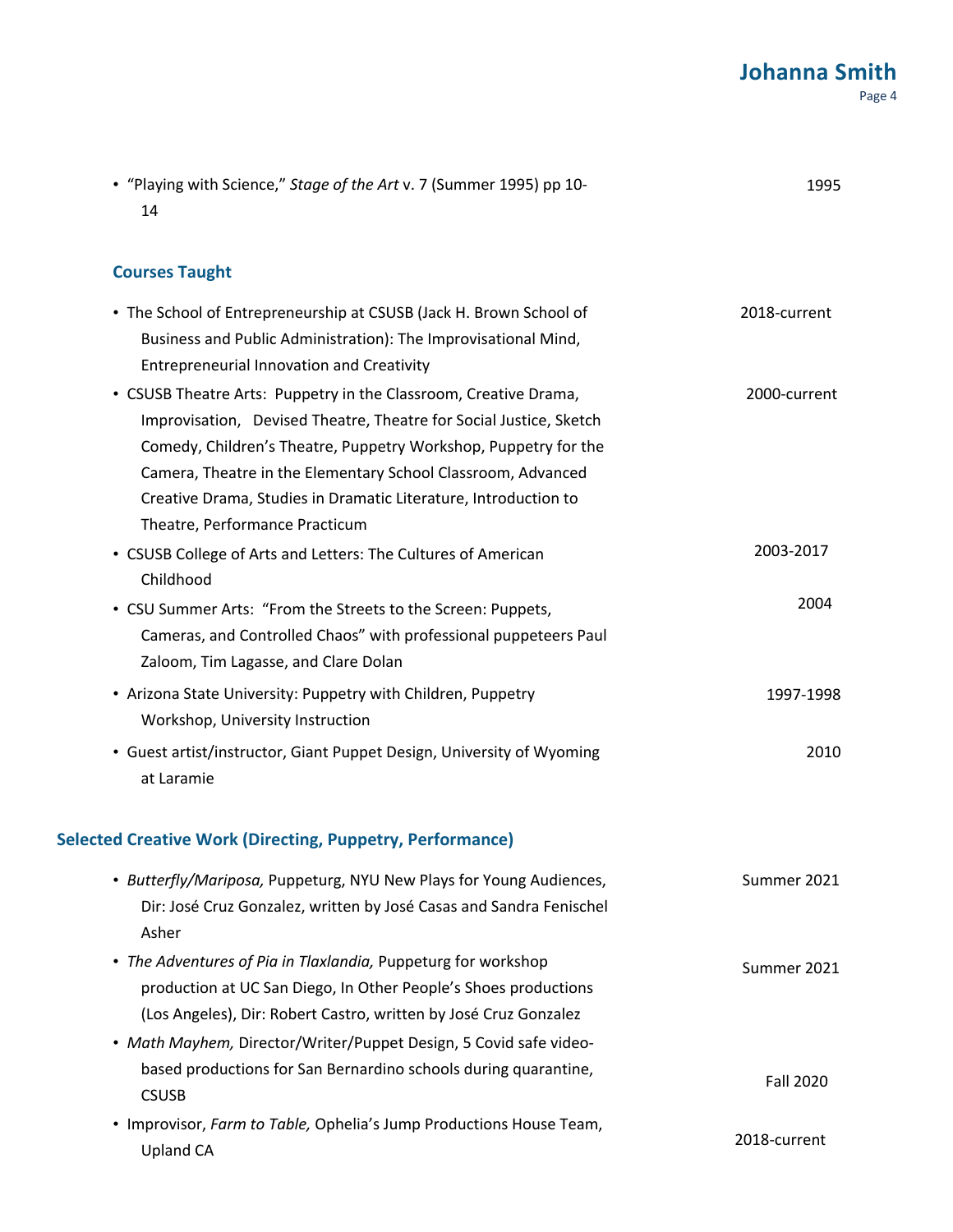- "Playing with Science," *Stage of the Art* v. 7 (Summer 1995) pp 10-14 — 1995

## Courses Taught

- The School of Entrepreneurship at CSUSB (Jack H. Brown School of Business and Public Administration): The Improvisational Mind, Entrepreneurial Innovation and Creativity — 2018-current
- CSUSB Theatre Arts: Puppetry in the Classroom, Creative Drama, Improvisation, Devised Theatre, Theatre for Social Justice, Sketch Comedy, Children's Theatre, Puppetry Workshop, Puppetry for the Camera, Theatre in the Elementary School Classroom, Advanced Creative Drama, Studies in Dramatic Literature, Introduction to Theatre, Performance Practicum — 2000-current
- CSUSB College of Arts and Letters: The Cultures of American Childhood — 2003-2017
- CSU Summer Arts: "From the Streets to the Screen: Puppets, Cameras, and Controlled Chaos" with professional puppeteers Paul Zaloom, Tim Lagasse, and Clare Dolan — 2004
- Arizona State University: Puppetry with Children, Puppetry Workshop, University Instruction — 1997-1998
- Guest artist/instructor, Giant Puppet Design, University of Wyoming at Laramie — 2010

## Selected Creative Work (Directing, Puppetry, Performance)

- *Butterfly/Mariposa,* Puppeturg, NYU New Plays for Young Audiences, Dir: José Cruz Gonzalez, written by José Casas and Sandra Fenischel Asher — Summer 2021
- *The Adventures of Pia in Tlaxlandia,* Puppeturg for workshop production at UC San Diego, In Other People's Shoes productions (Los Angeles), Dir: Robert Castro, written by José Cruz Gonzalez — Summer 2021
- *Math Mayhem,* Director/Writer/Puppet Design, 5 Covid safe video-based productions for San Bernardino schools during quarantine, CSUSB — Fall 2020
- Improvisor, *Farm to Table,* Ophelia's Jump Productions House Team, Upland CA — 2018-current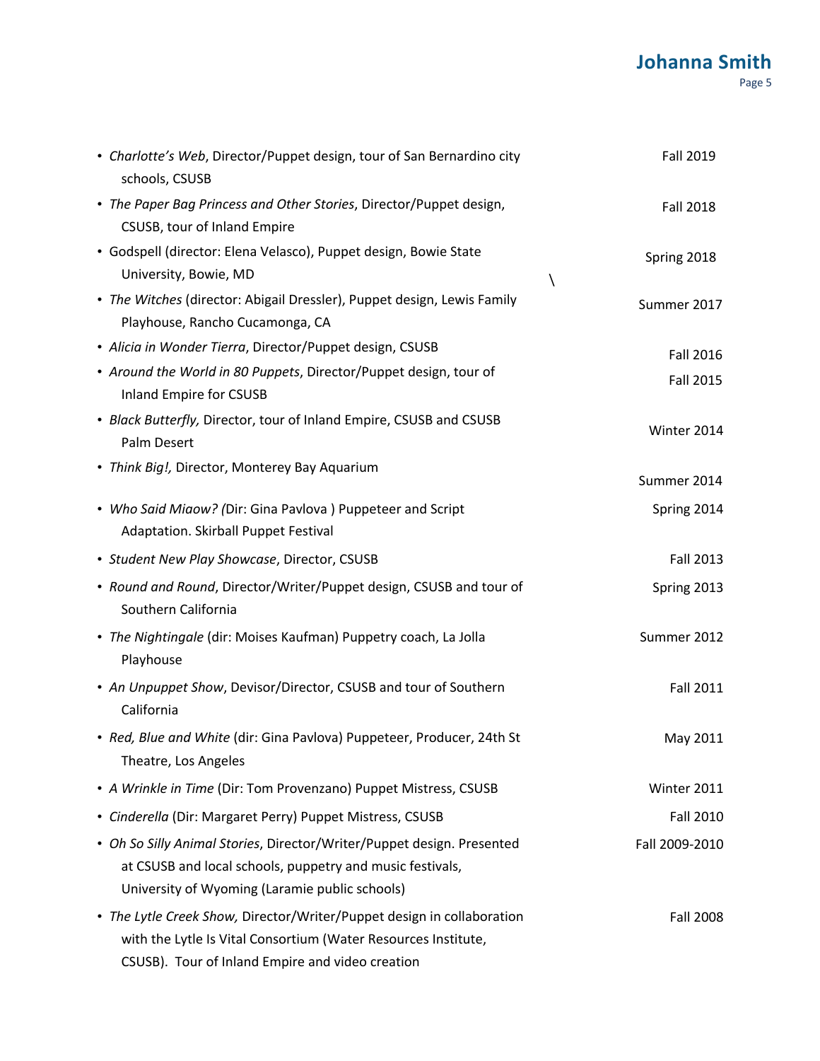- *Charlotte's Web*, Director/Puppet design, tour of San Bernardino city schools, CSUSB — Fall 2019
- *The Paper Bag Princess and Other Stories*, Director/Puppet design, CSUSB, tour of Inland Empire — Fall 2018
- Godspell (director: Elena Velasco), Puppet design, Bowie State University, Bowie, MD — Spring 2018
- *The Witches* (director: Abigail Dressler), Puppet design, Lewis Family Playhouse, Rancho Cucamonga, CA — Summer 2017
- *Alicia in Wonder Tierra*, Director/Puppet design, CSUSB — Fall 2016
- *Around the World in 80 Puppets*, Director/Puppet design, tour of Inland Empire for CSUSB — Fall 2015
- *Black Butterfly,* Director, tour of Inland Empire, CSUSB and CSUSB Palm Desert — Winter 2014
- *Think Big!,* Director, Monterey Bay Aquarium — Summer 2014
- *Who Said Miaow? (*Dir: Gina Pavlova ) Puppeteer and Script Adaptation. Skirball Puppet Festival — Spring 2014
- *Student New Play Showcase*, Director, CSUSB — Fall 2013
- *Round and Round*, Director/Writer/Puppet design, CSUSB and tour of Southern California — Spring 2013
- *The Nightingale* (dir: Moises Kaufman) Puppetry coach, La Jolla Playhouse — Summer 2012
- *An Unpuppet Show*, Devisor/Director, CSUSB and tour of Southern California — Fall 2011
- *Red, Blue and White* (dir: Gina Pavlova) Puppeteer, Producer, 24th St Theatre, Los Angeles — May 2011
- *A Wrinkle in Time* (Dir: Tom Provenzano) Puppet Mistress, CSUSB — Winter 2011
- *Cinderella* (Dir: Margaret Perry) Puppet Mistress, CSUSB — Fall 2010
- *Oh So Silly Animal Stories*, Director/Writer/Puppet design. Presented at CSUSB and local schools, puppetry and music festivals, University of Wyoming (Laramie public schools) — Fall 2009-2010
- *The Lytle Creek Show,* Director/Writer/Puppet design in collaboration with the Lytle Is Vital Consortium (Water Resources Institute, CSUSB). Tour of Inland Empire and video creation — Fall 2008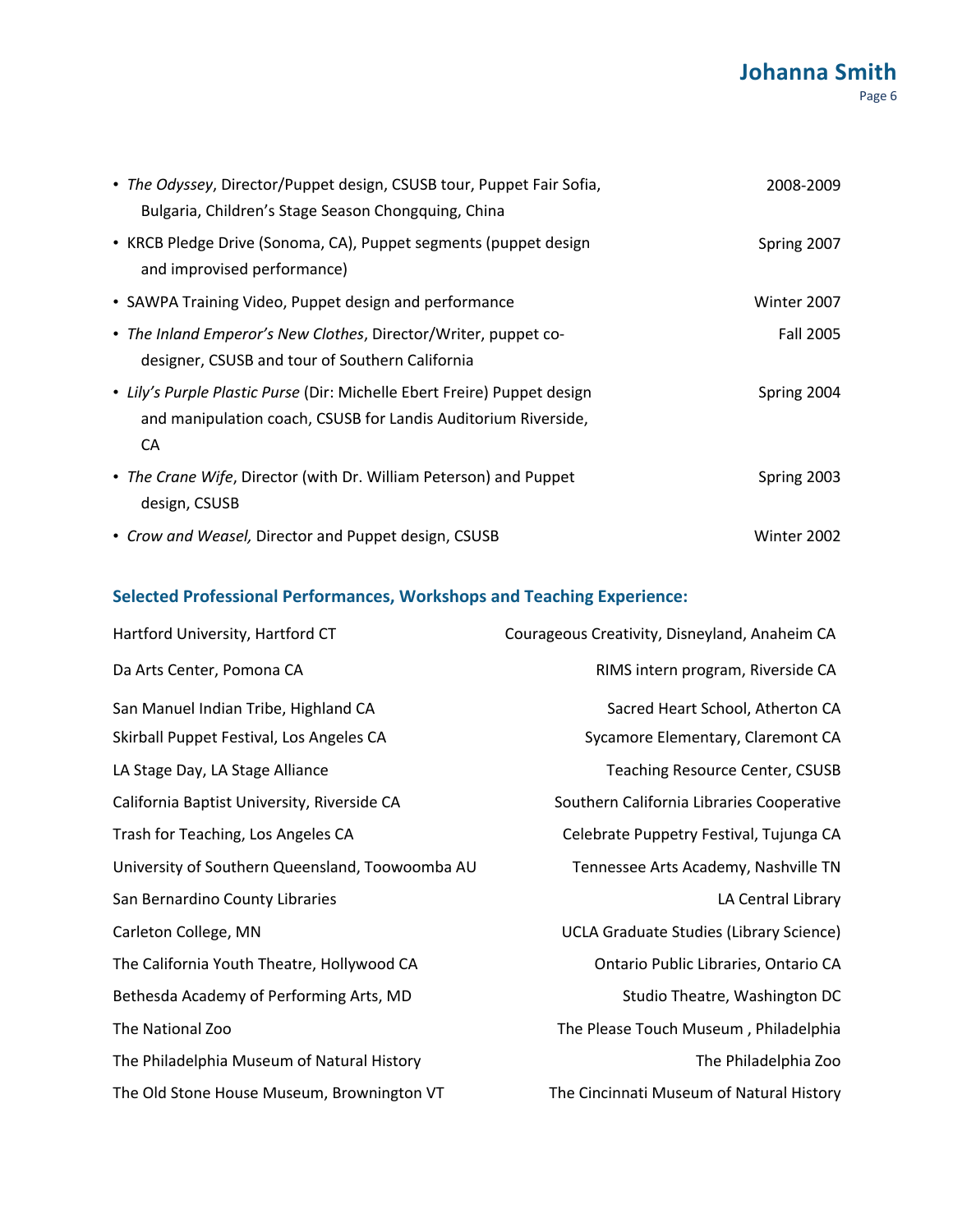- *The Odyssey*, Director/Puppet design, CSUSB tour, Puppet Fair Sofia, Bulgaria, Children's Stage Season Chongquing, China — 2008-2009
- KRCB Pledge Drive (Sonoma, CA), Puppet segments (puppet design and improvised performance) — Spring 2007
- SAWPA Training Video, Puppet design and performance — Winter 2007
- *The Inland Emperor's New Clothes*, Director/Writer, puppet co-designer, CSUSB and tour of Southern California — Fall 2005
- *Lily's Purple Plastic Purse* (Dir: Michelle Ebert Freire) Puppet design and manipulation coach, CSUSB for Landis Auditorium Riverside, CA — Spring 2004
- *The Crane Wife*, Director (with Dr. William Peterson) and Puppet design, CSUSB — Spring 2003
- *Crow and Weasel,* Director and Puppet design, CSUSB — Winter 2002

### Selected Professional Performances, Workshops and Teaching Experience:

| | |
|---|---|
| Hartford University, Hartford CT | Courageous Creativity, Disneyland, Anaheim CA |
| Da Arts Center, Pomona CA | RIMS intern program, Riverside CA |
| San Manuel Indian Tribe, Highland CA | Sacred Heart School, Atherton CA |
| Skirball Puppet Festival, Los Angeles CA | Sycamore Elementary, Claremont CA |
| LA Stage Day, LA Stage Alliance | Teaching Resource Center, CSUSB |
| California Baptist University, Riverside CA | Southern California Libraries Cooperative |
| Trash for Teaching, Los Angeles CA | Celebrate Puppetry Festival, Tujunga CA |
| University of Southern Queensland, Toowoomba AU | Tennessee Arts Academy, Nashville TN |
| San Bernardino County Libraries | LA Central Library |
| Carleton College, MN | UCLA Graduate Studies (Library Science) |
| The California Youth Theatre, Hollywood CA | Ontario Public Libraries, Ontario CA |
| Bethesda Academy of Performing Arts, MD | Studio Theatre, Washington DC |
| The National Zoo | The Please Touch Museum , Philadelphia |
| The Philadelphia Museum of Natural History | The Philadelphia Zoo |
| The Old Stone House Museum, Brownington VT | The Cincinnati Museum of Natural History |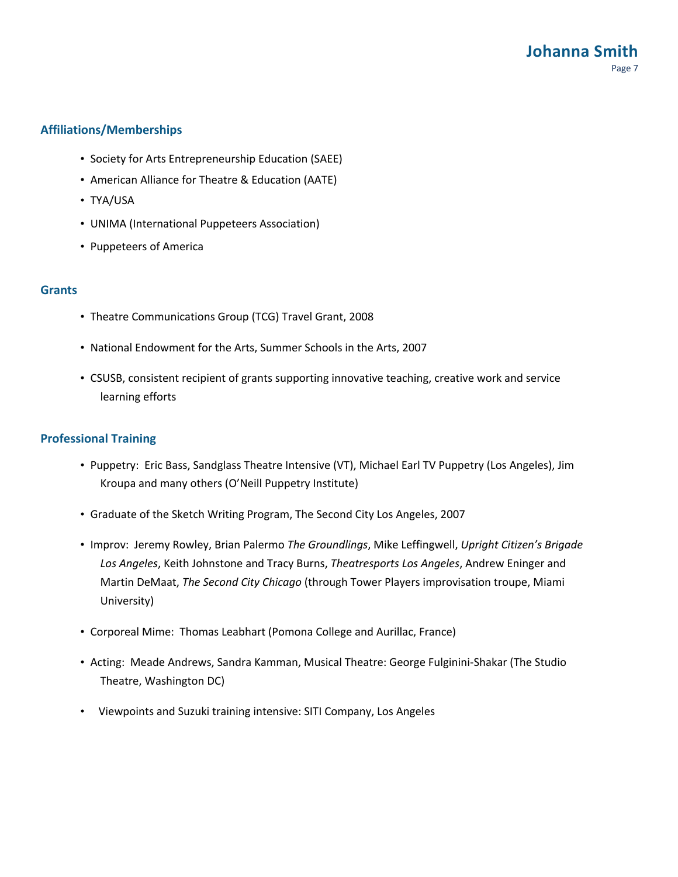## Affiliations/Memberships

- Society for Arts Entrepreneurship Education (SAEE)
- American Alliance for Theatre & Education (AATE)
- TYA/USA
- UNIMA (International Puppeteers Association)
- Puppeteers of America

## Grants

- Theatre Communications Group (TCG) Travel Grant, 2008
- National Endowment for the Arts, Summer Schools in the Arts, 2007
- CSUSB, consistent recipient of grants supporting innovative teaching, creative work and service learning efforts

## Professional Training

- Puppetry: Eric Bass, Sandglass Theatre Intensive (VT), Michael Earl TV Puppetry (Los Angeles), Jim Kroupa and many others (O'Neill Puppetry Institute)
- Graduate of the Sketch Writing Program, The Second City Los Angeles, 2007
- Improv: Jeremy Rowley, Brian Palermo *The Groundlings*, Mike Leffingwell, *Upright Citizen's Brigade Los Angeles*, Keith Johnstone and Tracy Burns, *Theatresports Los Angeles*, Andrew Eninger and Martin DeMaat, *The Second City Chicago* (through Tower Players improvisation troupe, Miami University)
- Corporeal Mime: Thomas Leabhart (Pomona College and Aurillac, France)
- Acting: Meade Andrews, Sandra Kamman, Musical Theatre: George Fulginini-Shakar (The Studio Theatre, Washington DC)
- Viewpoints and Suzuki training intensive: SITI Company, Los Angeles